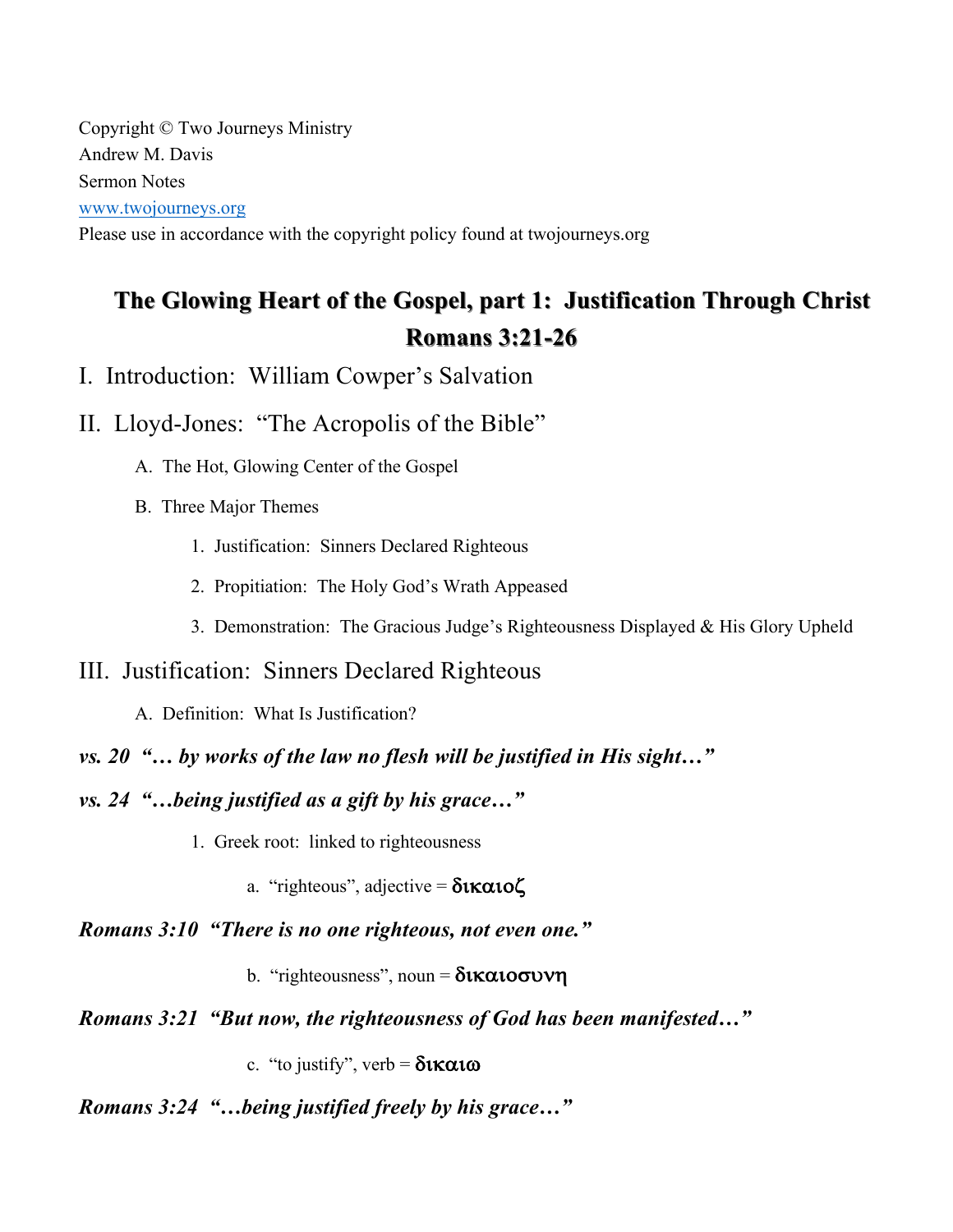Copyright © Two Journeys Ministry
Andrew M. Davis
Sermon Notes
www.twojourneys.org
Please use in accordance with the copyright policy found at twojourneys.org

# The Glowing Heart of the Gospel, part 1: Justification Through Christ
# Romans 3:21-26

## I. Introduction: William Cowper's Salvation

## II. Lloyd-Jones: "The Acropolis of the Bible"

A. The Hot, Glowing Center of the Gospel

B. Three Major Themes

1. Justification: Sinners Declared Righteous

2. Propitiation: The Holy God's Wrath Appeased

3. Demonstration: The Gracious Judge's Righteousness Displayed & His Glory Upheld

## III. Justification: Sinners Declared Righteous

A. Definition: What Is Justification?

***vs. 20 "… by works of the law no flesh will be justified in His sight…"***

***vs. 24 "…being justified as a gift by his grace…"***

1. Greek root: linked to righteousness

a. "righteous", adjective = δικαιος

***Romans 3:10 "There is no one righteous, not even one."***

b. "righteousness", noun = δικαιοσυνη

***Romans 3:21 "But now, the righteousness of God has been manifested…"***

c. "to justify", verb = δικαιω

***Romans 3:24 "…being justified freely by his grace…"***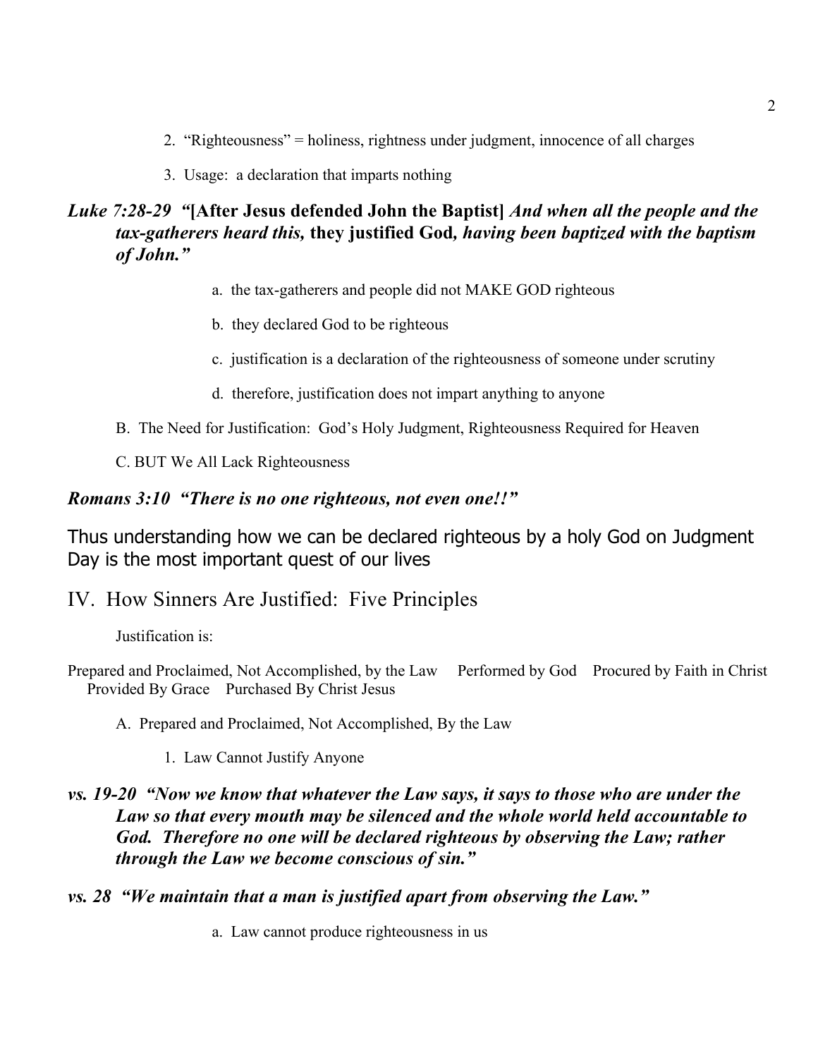2. "Righteousness" = holiness, rightness under judgment, innocence of all charges

3. Usage: a declaration that imparts nothing

***Luke 7:28-29 "*[After Jesus defended John the Baptist]** *And when all the people and the tax-gatherers heard this,*** **they justified God,** ***having been baptized with the baptism of John."***

a. the tax-gatherers and people did not MAKE GOD righteous

b. they declared God to be righteous

c. justification is a declaration of the righteousness of someone under scrutiny

d. therefore, justification does not impart anything to anyone

B. The Need for Justification: God's Holy Judgment, Righteousness Required for Heaven

C. BUT We All Lack Righteousness

***Romans 3:10 "There is no one righteous, not even one!!"***

Thus understanding how we can be declared righteous by a holy God on Judgment Day is the most important quest of our lives

## IV. How Sinners Are Justified: Five Principles

Justification is:

Prepared and Proclaimed, Not Accomplished, by the Law Performed by God Procured by Faith in Christ Provided By Grace Purchased By Christ Jesus

A. Prepared and Proclaimed, Not Accomplished, By the Law

1. Law Cannot Justify Anyone

***vs. 19-20 "Now we know that whatever the Law says, it says to those who are under the Law so that every mouth may be silenced and the whole world held accountable to God. Therefore no one will be declared righteous by observing the Law; rather through the Law we become conscious of sin."***

***vs. 28 "We maintain that a man is justified apart from observing the Law."***

a. Law cannot produce righteousness in us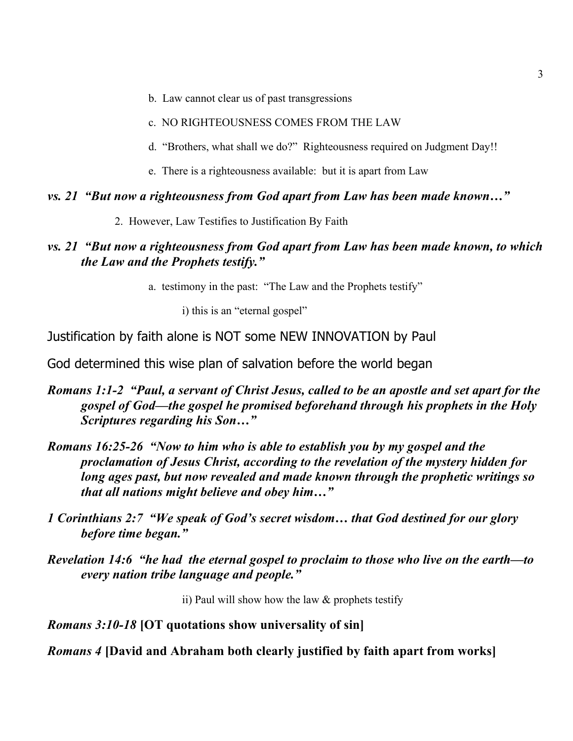b. Law cannot clear us of past transgressions

c. NO RIGHTEOUSNESS COMES FROM THE LAW

d. "Brothers, what shall we do?" Righteousness required on Judgment Day!!

e. There is a righteousness available: but it is apart from Law

***vs. 21 "But now a righteousness from God apart from Law has been made known…"***

2. However, Law Testifies to Justification By Faith

***vs. 21 "But now a righteousness from God apart from Law has been made known, to which the Law and the Prophets testify."***

a. testimony in the past: "The Law and the Prophets testify"

i) this is an "eternal gospel"

Justification by faith alone is NOT some NEW INNOVATION by Paul

God determined this wise plan of salvation before the world began

***Romans 1:1-2 "Paul, a servant of Christ Jesus, called to be an apostle and set apart for the gospel of God—the gospel he promised beforehand through his prophets in the Holy Scriptures regarding his Son…"***

***Romans 16:25-26 "Now to him who is able to establish you by my gospel and the proclamation of Jesus Christ, according to the revelation of the mystery hidden for long ages past, but now revealed and made known through the prophetic writings so that all nations might believe and obey him…"***

***1 Corinthians 2:7 "We speak of God's secret wisdom… that God destined for our glory before time began."***

***Revelation 14:6 "he had the eternal gospel to proclaim to those who live on the earth—to every nation tribe language and people."***

ii) Paul will show how the law & prophets testify

***Romans 3:10-18*** **[OT quotations show universality of sin]**

***Romans 4*** **[David and Abraham both clearly justified by faith apart from works]**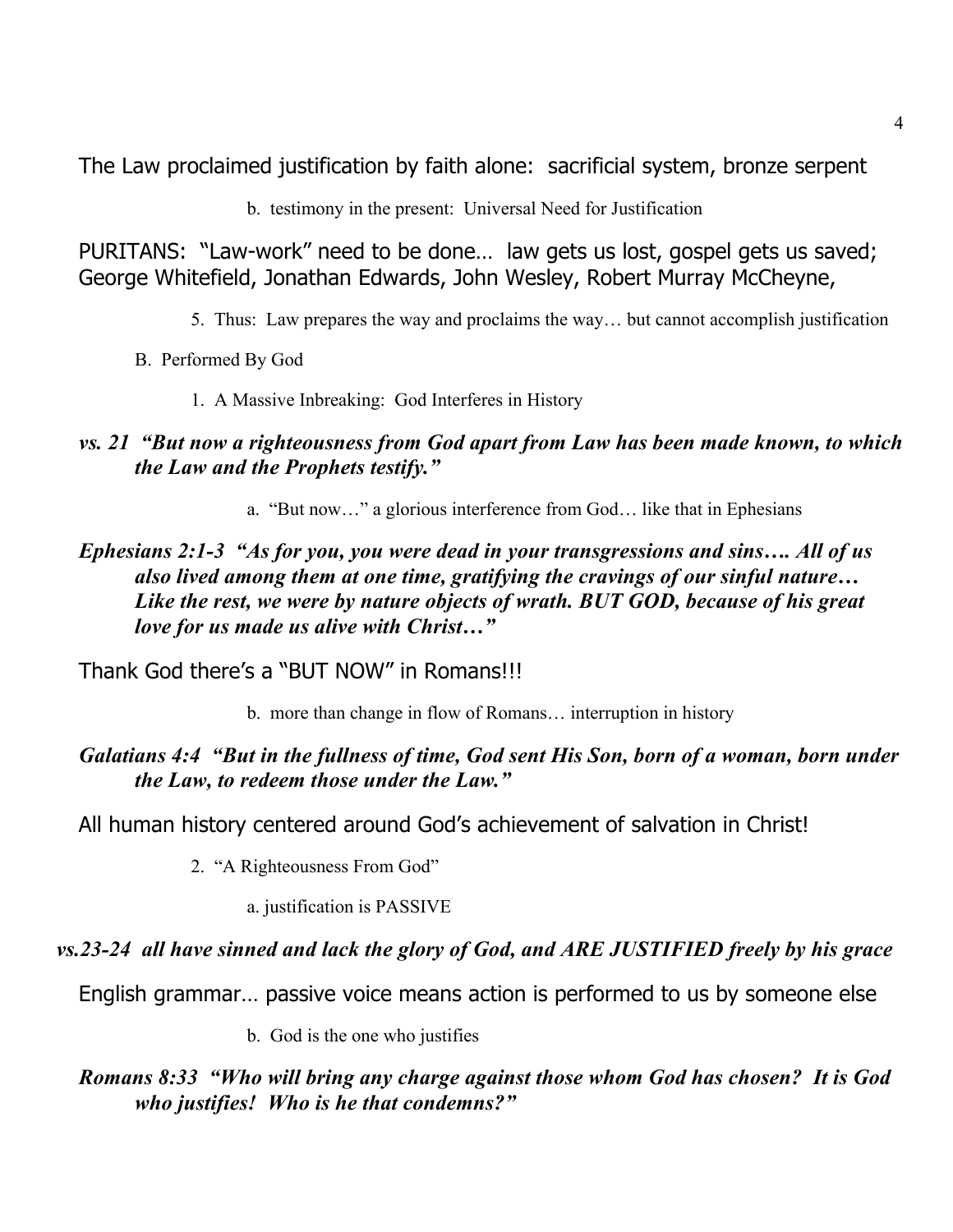The Law proclaimed justification by faith alone: sacrificial system, bronze serpent

b. testimony in the present: Universal Need for Justification

PURITANS: "Law-work" need to be done… law gets us lost, gospel gets us saved; George Whitefield, Jonathan Edwards, John Wesley, Robert Murray McCheyne,

5. Thus: Law prepares the way and proclaims the way… but cannot accomplish justification

B. Performed By God

1. A Massive Inbreaking: God Interferes in History

***vs. 21 "But now a righteousness from God apart from Law has been made known, to which the Law and the Prophets testify."***

a. "But now…" a glorious interference from God… like that in Ephesians

***Ephesians 2:1-3 "As for you, you were dead in your transgressions and sins…. All of us also lived among them at one time, gratifying the cravings of our sinful nature… Like the rest, we were by nature objects of wrath. BUT GOD, because of his great love for us made us alive with Christ…"***

Thank God there's a "BUT NOW" in Romans!!!

b. more than change in flow of Romans… interruption in history

***Galatians 4:4 "But in the fullness of time, God sent His Son, born of a woman, born under the Law, to redeem those under the Law."***

All human history centered around God's achievement of salvation in Christ!

2. "A Righteousness From God"

a. justification is PASSIVE

***vs.23-24 all have sinned and lack the glory of God, and ARE JUSTIFIED freely by his grace***

English grammar… passive voice means action is performed to us by someone else

b. God is the one who justifies

***Romans 8:33 "Who will bring any charge against those whom God has chosen? It is God who justifies! Who is he that condemns?"***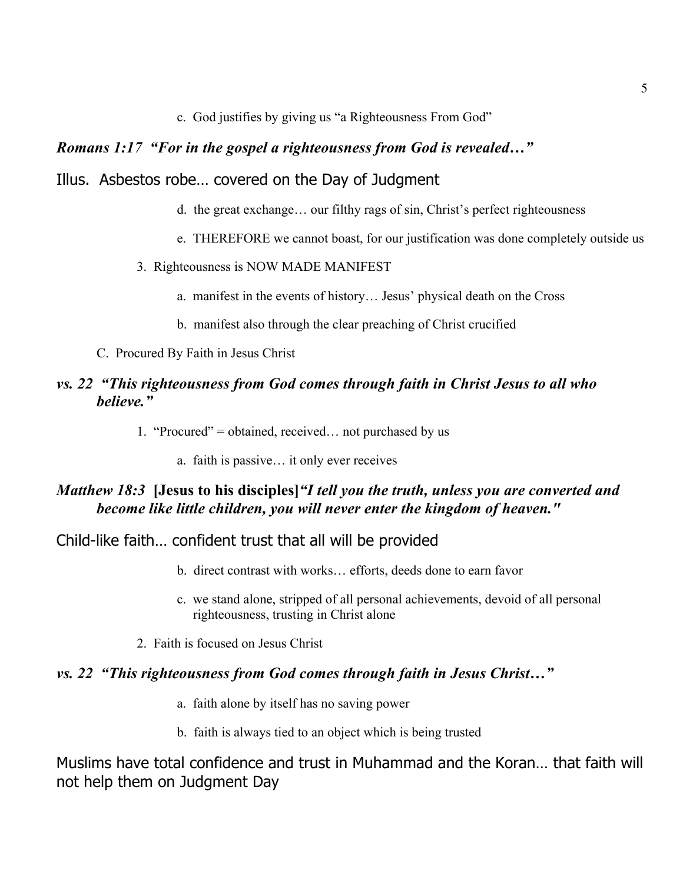c. God justifies by giving us "a Righteousness From God"

***Romans 1:17 "For in the gospel a righteousness from God is revealed…"***

Illus. Asbestos robe… covered on the Day of Judgment

d. the great exchange… our filthy rags of sin, Christ's perfect righteousness

e. THEREFORE we cannot boast, for our justification was done completely outside us

3. Righteousness is NOW MADE MANIFEST

a. manifest in the events of history… Jesus' physical death on the Cross

b. manifest also through the clear preaching of Christ crucified

C. Procured By Faith in Jesus Christ

***vs. 22 "This righteousness from God comes through faith in Christ Jesus to all who believe."***

1. "Procured" = obtained, received… not purchased by us

a. faith is passive… it only ever receives

***Matthew 18:3* [Jesus to his disciples]*"I tell you the truth, unless you are converted and become like little children, you will never enter the kingdom of heaven."***

Child-like faith… confident trust that all will be provided

b. direct contrast with works… efforts, deeds done to earn favor

c. we stand alone, stripped of all personal achievements, devoid of all personal righteousness, trusting in Christ alone

2. Faith is focused on Jesus Christ

***vs. 22 "This righteousness from God comes through faith in Jesus Christ…"***

a. faith alone by itself has no saving power

b. faith is always tied to an object which is being trusted

Muslims have total confidence and trust in Muhammad and the Koran… that faith will not help them on Judgment Day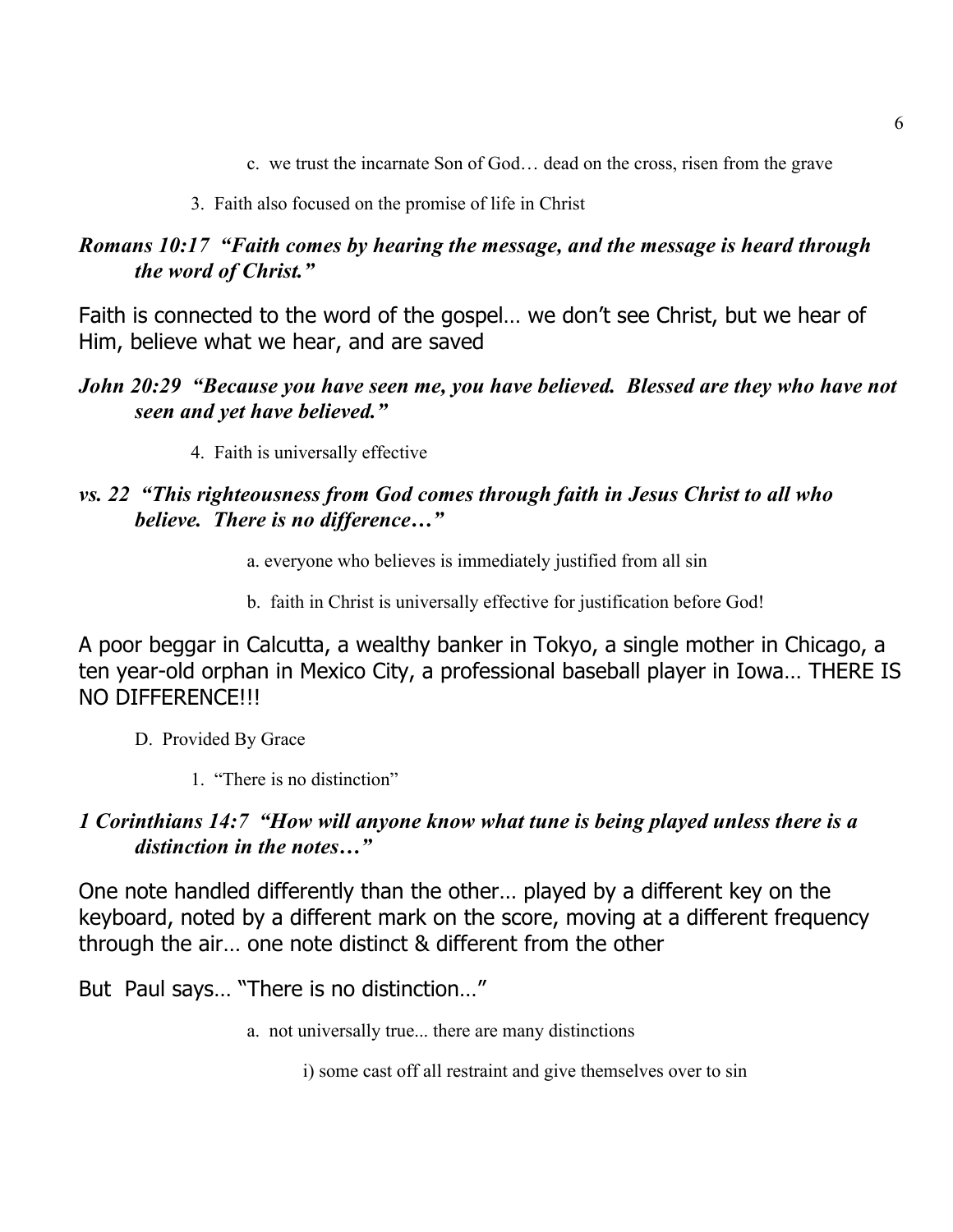c. we trust the incarnate Son of God… dead on the cross, risen from the grave

3. Faith also focused on the promise of life in Christ

***Romans 10:17 "Faith comes by hearing the message, and the message is heard through the word of Christ."***

Faith is connected to the word of the gospel… we don't see Christ, but we hear of Him, believe what we hear, and are saved

***John 20:29 "Because you have seen me, you have believed. Blessed are they who have not seen and yet have believed."***

4. Faith is universally effective

***vs. 22 "This righteousness from God comes through faith in Jesus Christ to all who believe. There is no difference…"***

a. everyone who believes is immediately justified from all sin

b. faith in Christ is universally effective for justification before God!

A poor beggar in Calcutta, a wealthy banker in Tokyo, a single mother in Chicago, a ten year-old orphan in Mexico City, a professional baseball player in Iowa… THERE IS NO DIFFERENCE!!!

D. Provided By Grace

1. "There is no distinction"

***1 Corinthians 14:7 "How will anyone know what tune is being played unless there is a distinction in the notes…"***

One note handled differently than the other… played by a different key on the keyboard, noted by a different mark on the score, moving at a different frequency through the air… one note distinct & different from the other

But Paul says… "There is no distinction…"

a. not universally true... there are many distinctions

i) some cast off all restraint and give themselves over to sin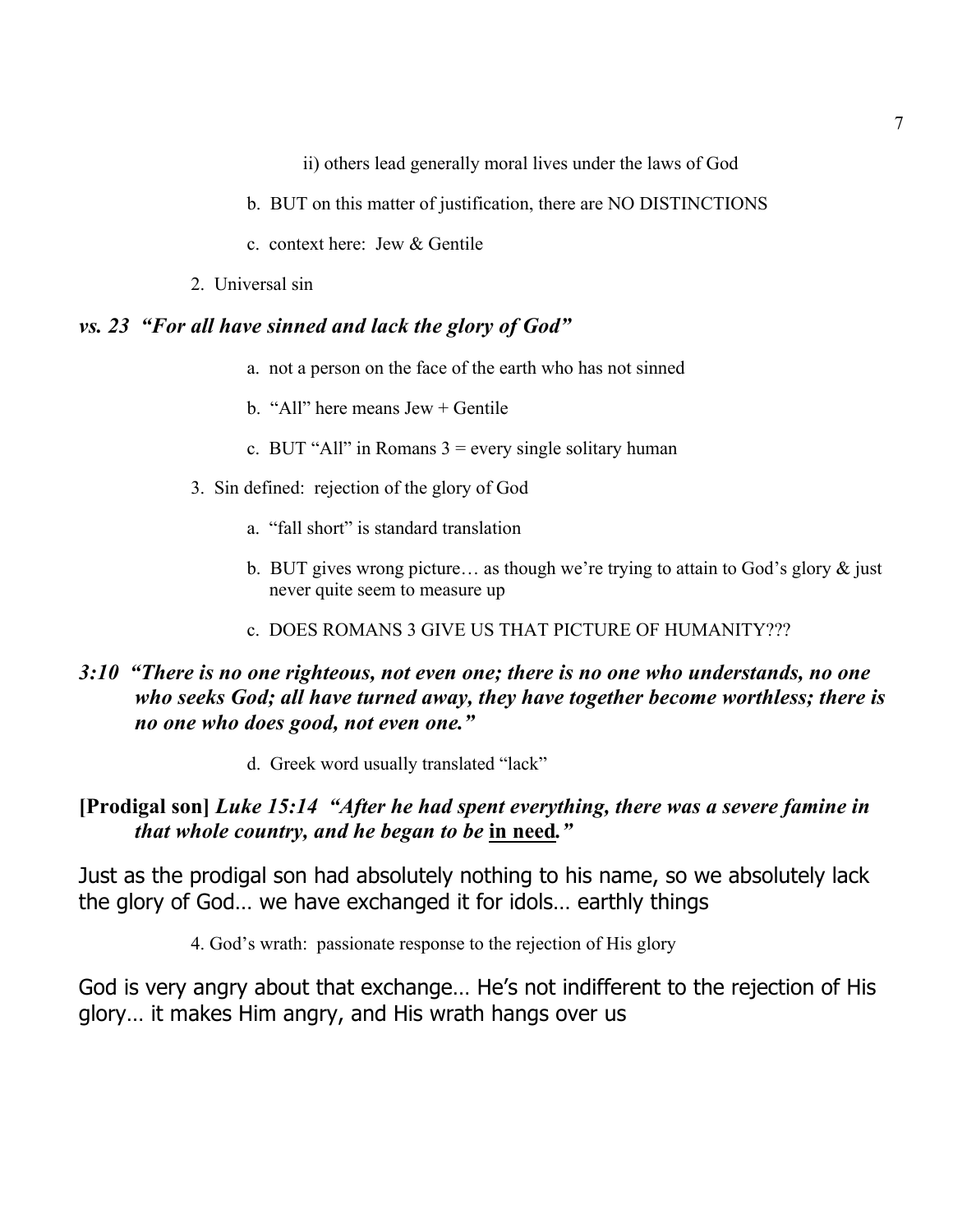ii) others lead generally moral lives under the laws of God

b. BUT on this matter of justification, there are NO DISTINCTIONS

c. context here: Jew & Gentile

2. Universal sin

***vs. 23 "For all have sinned and lack the glory of God"***

a. not a person on the face of the earth who has not sinned

b. "All" here means Jew + Gentile

c. BUT "All" in Romans 3 = every single solitary human

3. Sin defined: rejection of the glory of God

a. "fall short" is standard translation

b. BUT gives wrong picture… as though we're trying to attain to God's glory & just never quite seem to measure up

c. DOES ROMANS 3 GIVE US THAT PICTURE OF HUMANITY???

***3:10 "There is no one righteous, not even one; there is no one who understands, no one who seeks God; all have turned away, they have together become worthless; there is no one who does good, not even one."***

d. Greek word usually translated "lack"

**[Prodigal son]** ***Luke 15:14 "After he had spent everything, there was a severe famine in that whole country, and he began to be <u>in need</u>."***

Just as the prodigal son had absolutely nothing to his name, so we absolutely lack the glory of God… we have exchanged it for idols… earthly things

4. God's wrath: passionate response to the rejection of His glory

God is very angry about that exchange… He's not indifferent to the rejection of His glory… it makes Him angry, and His wrath hangs over us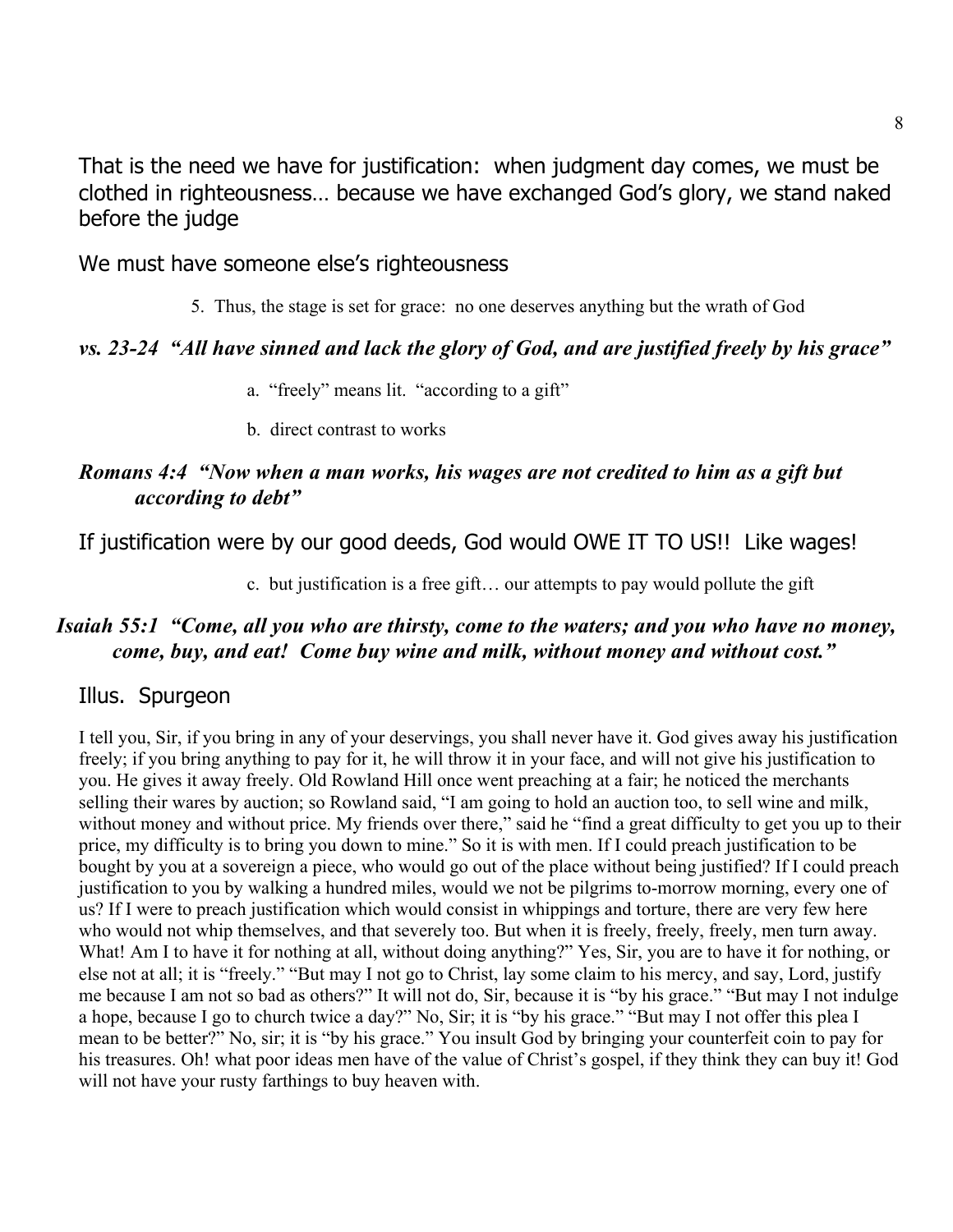That is the need we have for justification: when judgment day comes, we must be clothed in righteousness… because we have exchanged God's glory, we stand naked before the judge

We must have someone else's righteousness

5. Thus, the stage is set for grace: no one deserves anything but the wrath of God

***vs. 23-24 "All have sinned and lack the glory of God, and are justified freely by his grace"***

a. "freely" means lit. "according to a gift"

b. direct contrast to works

***Romans 4:4 "Now when a man works, his wages are not credited to him as a gift but according to debt"***

If justification were by our good deeds, God would OWE IT TO US!! Like wages!

c. but justification is a free gift… our attempts to pay would pollute the gift

***Isaiah 55:1 "Come, all you who are thirsty, come to the waters; and you who have no money, come, buy, and eat! Come buy wine and milk, without money and without cost."***

Illus. Spurgeon

I tell you, Sir, if you bring in any of your deservings, you shall never have it. God gives away his justification freely; if you bring anything to pay for it, he will throw it in your face, and will not give his justification to you. He gives it away freely. Old Rowland Hill once went preaching at a fair; he noticed the merchants selling their wares by auction; so Rowland said, "I am going to hold an auction too, to sell wine and milk, without money and without price. My friends over there," said he "find a great difficulty to get you up to their price, my difficulty is to bring you down to mine." So it is with men. If I could preach justification to be bought by you at a sovereign a piece, who would go out of the place without being justified? If I could preach justification to you by walking a hundred miles, would we not be pilgrims to-morrow morning, every one of us? If I were to preach justification which would consist in whippings and torture, there are very few here who would not whip themselves, and that severely too. But when it is freely, freely, freely, men turn away. What! Am I to have it for nothing at all, without doing anything?" Yes, Sir, you are to have it for nothing, or else not at all; it is "freely." "But may I not go to Christ, lay some claim to his mercy, and say, Lord, justify me because I am not so bad as others?" It will not do, Sir, because it is "by his grace." "But may I not indulge a hope, because I go to church twice a day?" No, Sir; it is "by his grace." "But may I not offer this plea I mean to be better?" No, sir; it is "by his grace." You insult God by bringing your counterfeit coin to pay for his treasures. Oh! what poor ideas men have of the value of Christ's gospel, if they think they can buy it! God will not have your rusty farthings to buy heaven with.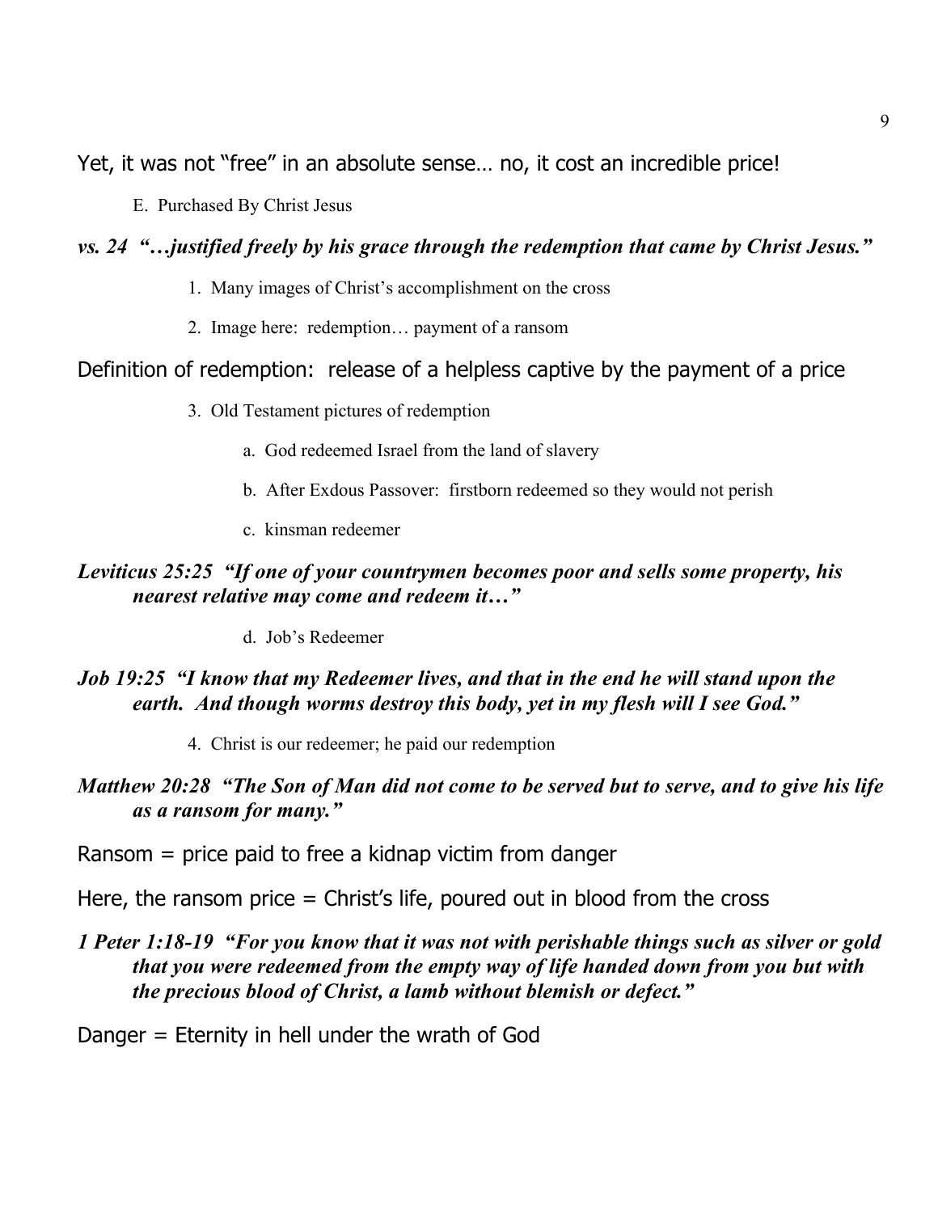Yet, it was not "free" in an absolute sense… no, it cost an incredible price!

E. Purchased By Christ Jesus

***vs. 24 "…justified freely by his grace through the redemption that came by Christ Jesus."***

1. Many images of Christ's accomplishment on the cross
2. Image here: redemption… payment of a ransom

Definition of redemption: release of a helpless captive by the payment of a price

3. Old Testament pictures of redemption
    a. God redeemed Israel from the land of slavery
    b. After Exdous Passover: firstborn redeemed so they would not perish
    c. kinsman redeemer

***Leviticus 25:25 "If one of your countrymen becomes poor and sells some property, his nearest relative may come and redeem it…"***

    d. Job's Redeemer

***Job 19:25 "I know that my Redeemer lives, and that in the end he will stand upon the earth. And though worms destroy this body, yet in my flesh will I see God."***

4. Christ is our redeemer; he paid our redemption

***Matthew 20:28 "The Son of Man did not come to be served but to serve, and to give his life as a ransom for many."***

Ransom = price paid to free a kidnap victim from danger

Here, the ransom price = Christ's life, poured out in blood from the cross

***1 Peter 1:18-19 "For you know that it was not with perishable things such as silver or gold that you were redeemed from the empty way of life handed down from you but with the precious blood of Christ, a lamb without blemish or defect."***

Danger = Eternity in hell under the wrath of God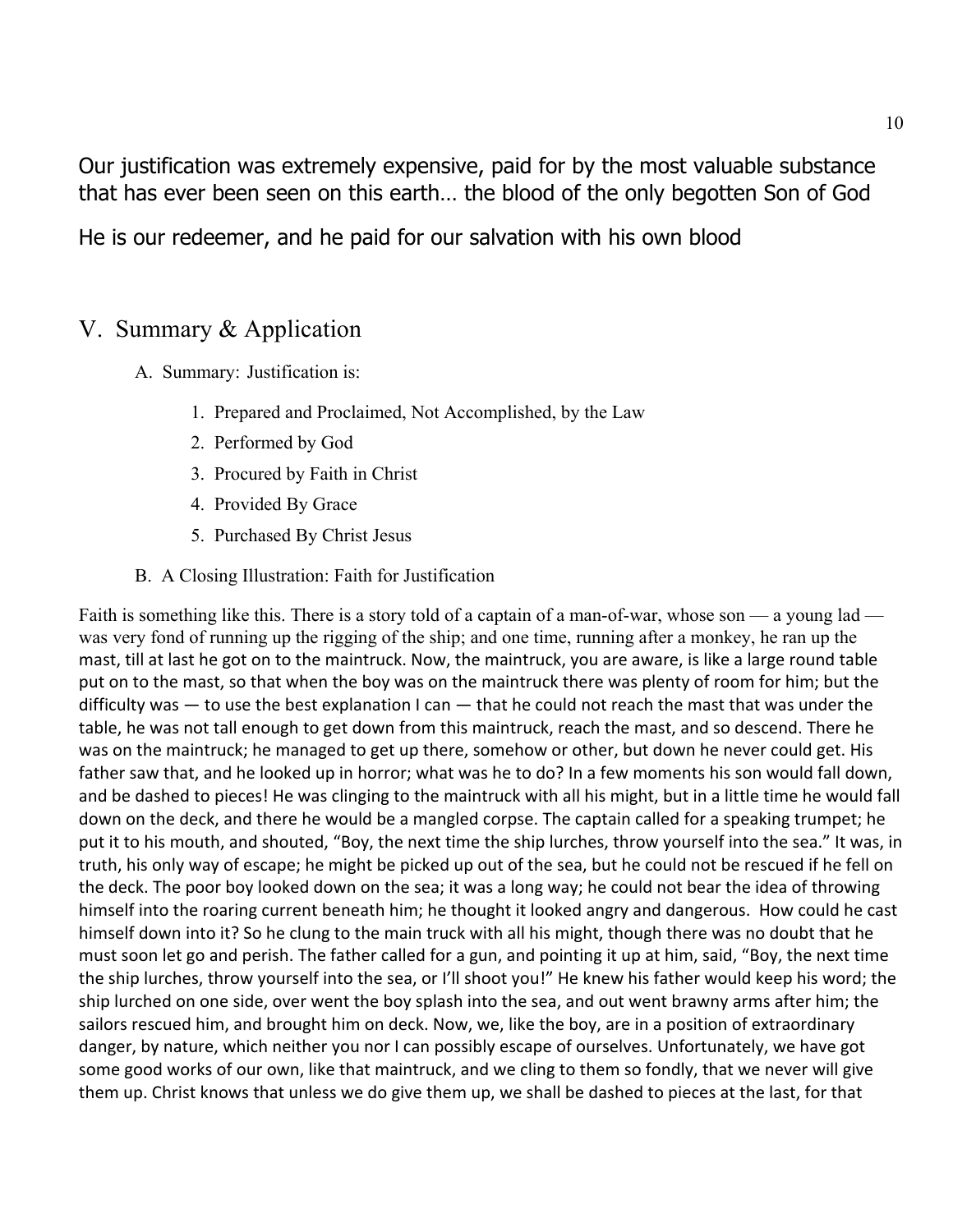Our justification was extremely expensive, paid for by the most valuable substance that has ever been seen on this earth… the blood of the only begotten Son of God

He is our redeemer, and he paid for our salvation with his own blood

## V. Summary & Application

### A. Summary: Justification is:

1. Prepared and Proclaimed, Not Accomplished, by the Law
2. Performed by God
3. Procured by Faith in Christ
4. Provided By Grace
5. Purchased By Christ Jesus

### B. A Closing Illustration: Faith for Justification

Faith is something like this. There is a story told of a captain of a man-of-war, whose son — a young lad — was very fond of running up the rigging of the ship; and one time, running after a monkey, he ran up the mast, till at last he got on to the maintruck. Now, the maintruck, you are aware, is like a large round table put on to the mast, so that when the boy was on the maintruck there was plenty of room for him; but the difficulty was — to use the best explanation I can — that he could not reach the mast that was under the table, he was not tall enough to get down from this maintruck, reach the mast, and so descend. There he was on the maintruck; he managed to get up there, somehow or other, but down he never could get. His father saw that, and he looked up in horror; what was he to do? In a few moments his son would fall down, and be dashed to pieces! He was clinging to the maintruck with all his might, but in a little time he would fall down on the deck, and there he would be a mangled corpse. The captain called for a speaking trumpet; he put it to his mouth, and shouted, "Boy, the next time the ship lurches, throw yourself into the sea." It was, in truth, his only way of escape; he might be picked up out of the sea, but he could not be rescued if he fell on the deck. The poor boy looked down on the sea; it was a long way; he could not bear the idea of throwing himself into the roaring current beneath him; he thought it looked angry and dangerous. How could he cast himself down into it? So he clung to the main truck with all his might, though there was no doubt that he must soon let go and perish. The father called for a gun, and pointing it up at him, said, "Boy, the next time the ship lurches, throw yourself into the sea, or I'll shoot you!" He knew his father would keep his word; the ship lurched on one side, over went the boy splash into the sea, and out went brawny arms after him; the sailors rescued him, and brought him on deck. Now, we, like the boy, are in a position of extraordinary danger, by nature, which neither you nor I can possibly escape of ourselves. Unfortunately, we have got some good works of our own, like that maintruck, and we cling to them so fondly, that we never will give them up. Christ knows that unless we do give them up, we shall be dashed to pieces at the last, for that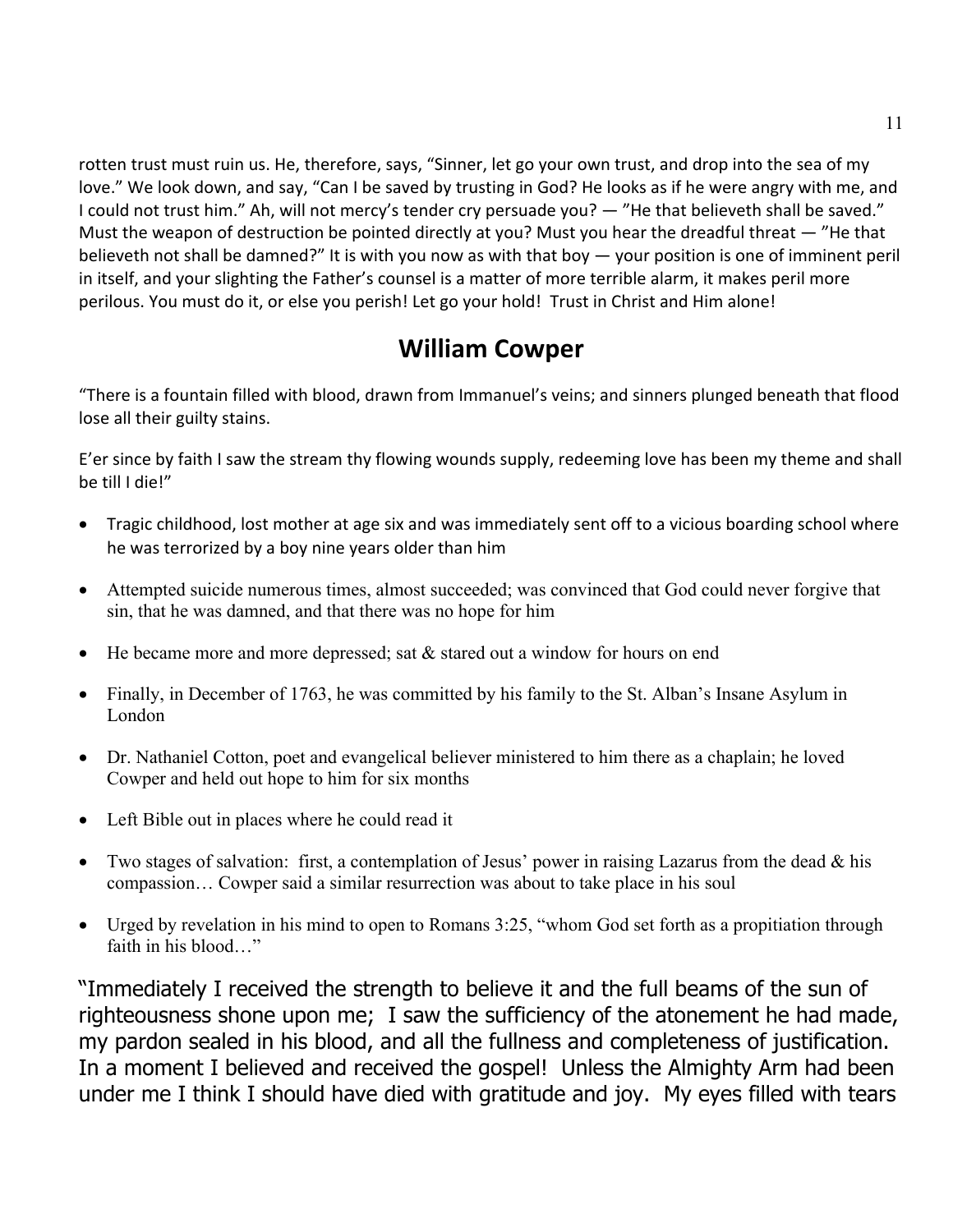rotten trust must ruin us. He, therefore, says, "Sinner, let go your own trust, and drop into the sea of my love." We look down, and say, "Can I be saved by trusting in God? He looks as if he were angry with me, and I could not trust him." Ah, will not mercy's tender cry persuade you? — "He that believeth shall be saved." Must the weapon of destruction be pointed directly at you? Must you hear the dreadful threat — "He that believeth not shall be damned?" It is with you now as with that boy — your position is one of imminent peril in itself, and your slighting the Father's counsel is a matter of more terrible alarm, it makes peril more perilous. You must do it, or else you perish! Let go your hold! Trust in Christ and Him alone!

## William Cowper

"There is a fountain filled with blood, drawn from Immanuel's veins; and sinners plunged beneath that flood lose all their guilty stains.

E'er since by faith I saw the stream thy flowing wounds supply, redeeming love has been my theme and shall be till I die!"

- Tragic childhood, lost mother at age six and was immediately sent off to a vicious boarding school where he was terrorized by a boy nine years older than him
- Attempted suicide numerous times, almost succeeded; was convinced that God could never forgive that sin, that he was damned, and that there was no hope for him
- He became more and more depressed; sat & stared out a window for hours on end
- Finally, in December of 1763, he was committed by his family to the St. Alban's Insane Asylum in London
- Dr. Nathaniel Cotton, poet and evangelical believer ministered to him there as a chaplain; he loved Cowper and held out hope to him for six months
- Left Bible out in places where he could read it
- Two stages of salvation: first, a contemplation of Jesus' power in raising Lazarus from the dead & his compassion… Cowper said a similar resurrection was about to take place in his soul
- Urged by revelation in his mind to open to Romans 3:25, "whom God set forth as a propitiation through faith in his blood…"

"Immediately I received the strength to believe it and the full beams of the sun of righteousness shone upon me; I saw the sufficiency of the atonement he had made, my pardon sealed in his blood, and all the fullness and completeness of justification. In a moment I believed and received the gospel! Unless the Almighty Arm had been under me I think I should have died with gratitude and joy. My eyes filled with tears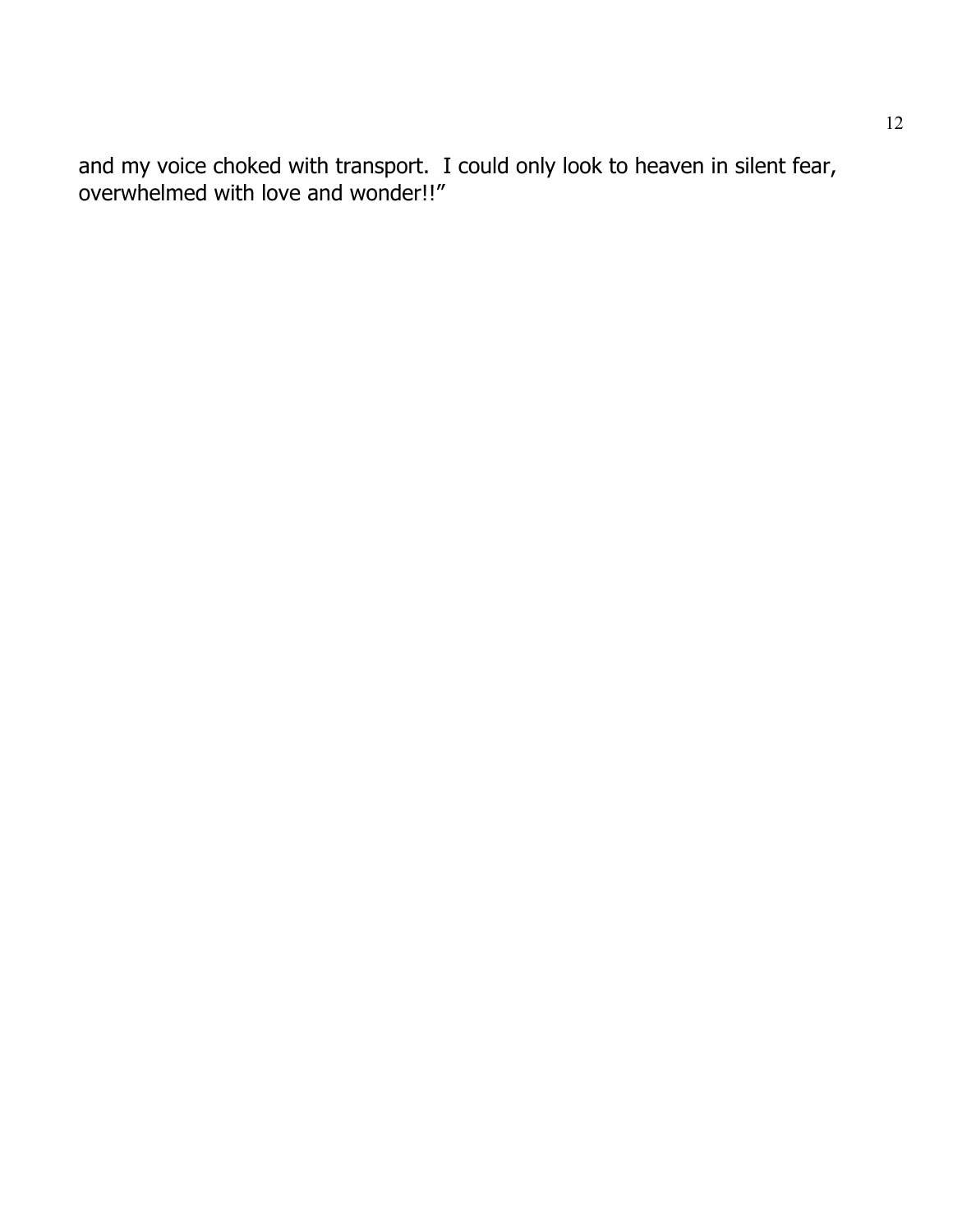and my voice choked with transport. I could only look to heaven in silent fear, overwhelmed with love and wonder!!"